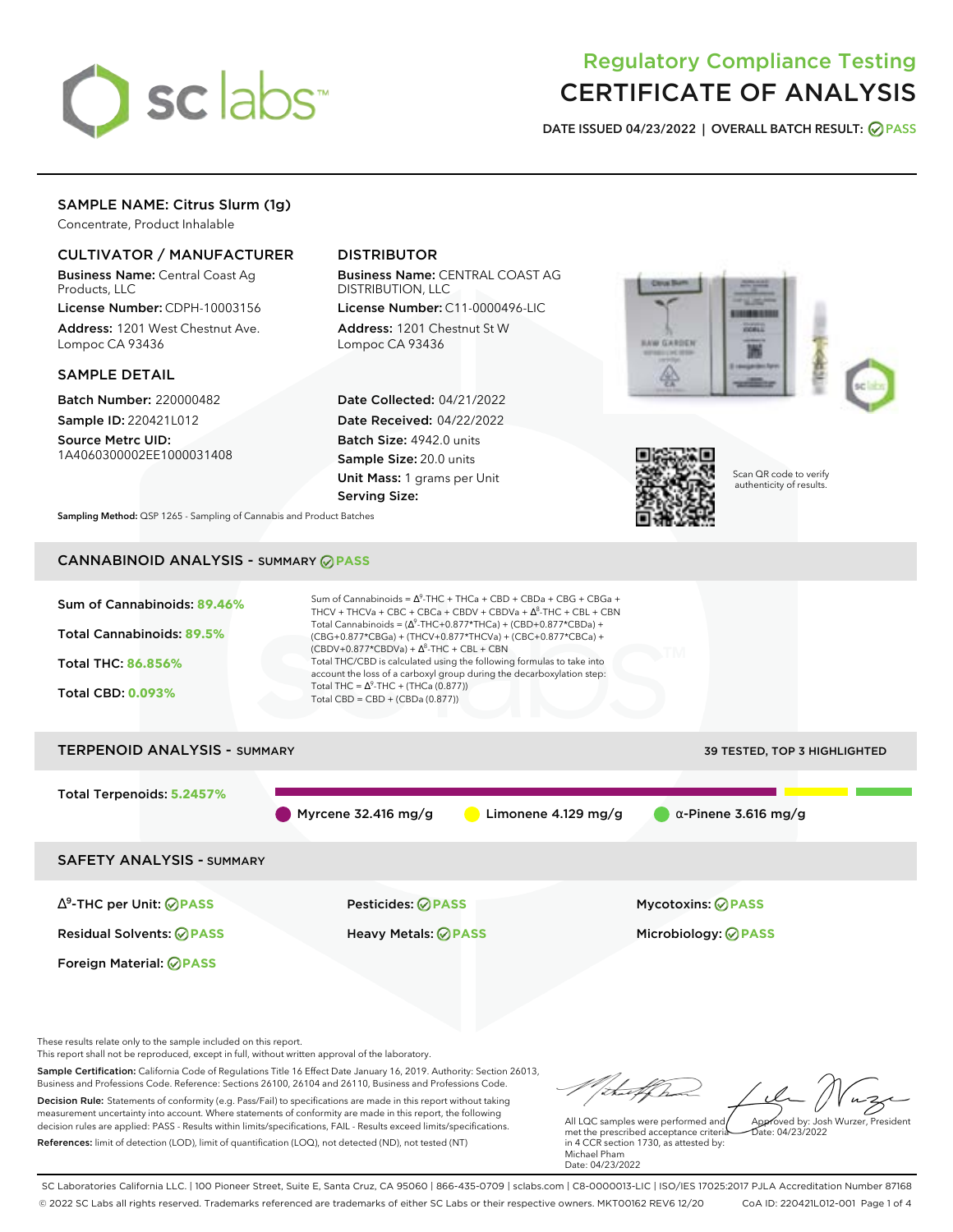# Regulatory Compliance Testing
# CERTIFICATE OF ANALYSIS

**DATE ISSUED 04/23/2022 | OVERALL BATCH RESULT: PASS**

## SAMPLE NAME: Citrus Slurm (1g)

Concentrate, Product Inhalable

### CULTIVATOR / MANUFACTURER

**Business Name:** Central Coast Ag Products, LLC

**License Number:** CDPH-10003156

**Address:** 1201 West Chestnut Ave. Lompoc CA 93436

### DISTRIBUTOR

**Business Name:** CENTRAL COAST AG DISTRIBUTION, LLC

**License Number:** C11-0000496-LIC

**Address:** 1201 Chestnut St W Lompoc CA 93436

### SAMPLE DETAIL

**Batch Number:** 220000482

**Sample ID:** 220421L012

**Source Metrc UID:** 1A4060300002EE1000031408

**Date Collected:** 04/21/2022

**Date Received:** 04/22/2022

**Batch Size:** 4942.0 units

**Sample Size:** 20.0 units

**Unit Mass:** 1 grams per Unit

**Serving Size:**

Scan QR code to verify authenticity of results.

**Sampling Method:** QSP 1265 - Sampling of Cannabis and Product Batches

## CANNABINOID ANALYSIS - SUMMARY PASS

**Sum of Cannabinoids:** 89.46%

**Total Cannabinoids:** 89.5%

**Total THC:** 86.856%

**Total CBD:** 0.093%

Sum of Cannabinoids = $\Delta^9$-THC + THCa + CBD + CBDa + CBG + CBGa + THCV + THCVa + CBC + CBCa + CBDV + CBDVa + $\Delta^8$-THC + CBL + CBN

Total Cannabinoids = ($\Delta^9$-THC+0.877*THCa) + (CBD+0.877*CBDa) + (CBG+0.877*CBGa) + (THCV+0.877*THCVa) + (CBC+0.877*CBCa) + (CBDV+0.877*CBDVa) + $\Delta^8$-THC + CBL + CBN

Total THC/CBD is calculated using the following formulas to take into account the loss of a carboxyl group during the decarboxylation step:

Total THC = $\Delta^9$-THC + (THCa (0.877))

Total CBD = CBD + (CBDa (0.877))

## TERPENOID ANALYSIS - SUMMARY

39 TESTED, TOP 3 HIGHLIGHTED

**Total Terpenoids:** 5.2457%

Myrcene 32.416 mg/g | Limonene 4.129 mg/g | α-Pinene 3.616 mg/g

## SAFETY ANALYSIS - SUMMARY

| | | |
|---|---|---|
| $\Delta^9$-THC per Unit: PASS | Pesticides: PASS | Mycotoxins: PASS |
| Residual Solvents: PASS | Heavy Metals: PASS | Microbiology: PASS |
| Foreign Material: PASS | | |

These results relate only to the sample included on this report.
This report shall not be reproduced, except in full, without written approval of the laboratory.

**Sample Certification:** California Code of Regulations Title 16 Effect Date January 16, 2019. Authority: Section 26013, Business and Professions Code. Reference: Sections 26100, 26104 and 26110, Business and Professions Code.

**Decision Rule:** Statements of conformity (e.g. Pass/Fail) to specifications are made in this report without taking measurement uncertainty into account. Where statements of conformity are made in this report, the following decision rules are applied: PASS - Results within limits/specifications, FAIL - Results exceed limits/specifications.

**References:** limit of detection (LOD), limit of quantification (LOQ), not detected (ND), not tested (NT)

All LQC samples were performed and met the prescribed acceptance criteria in 4 CCR section 1730, as attested by: Michael Pham
Date: 04/23/2022

Approved by: Josh Wurzer, President
Date: 04/23/2022

SC Laboratories California LLC. | 100 Pioneer Street, Suite E, Santa Cruz, CA 95060 | 866-435-0709 | sclabs.com | C8-0000013-LIC | ISO/IES 17025:2017 PJLA Accreditation Number 87168
© 2022 SC Labs all rights reserved. Trademarks referenced are trademarks of either SC Labs or their respective owners. MKT00162 REV6 12/20 CoA ID: 220421L012-001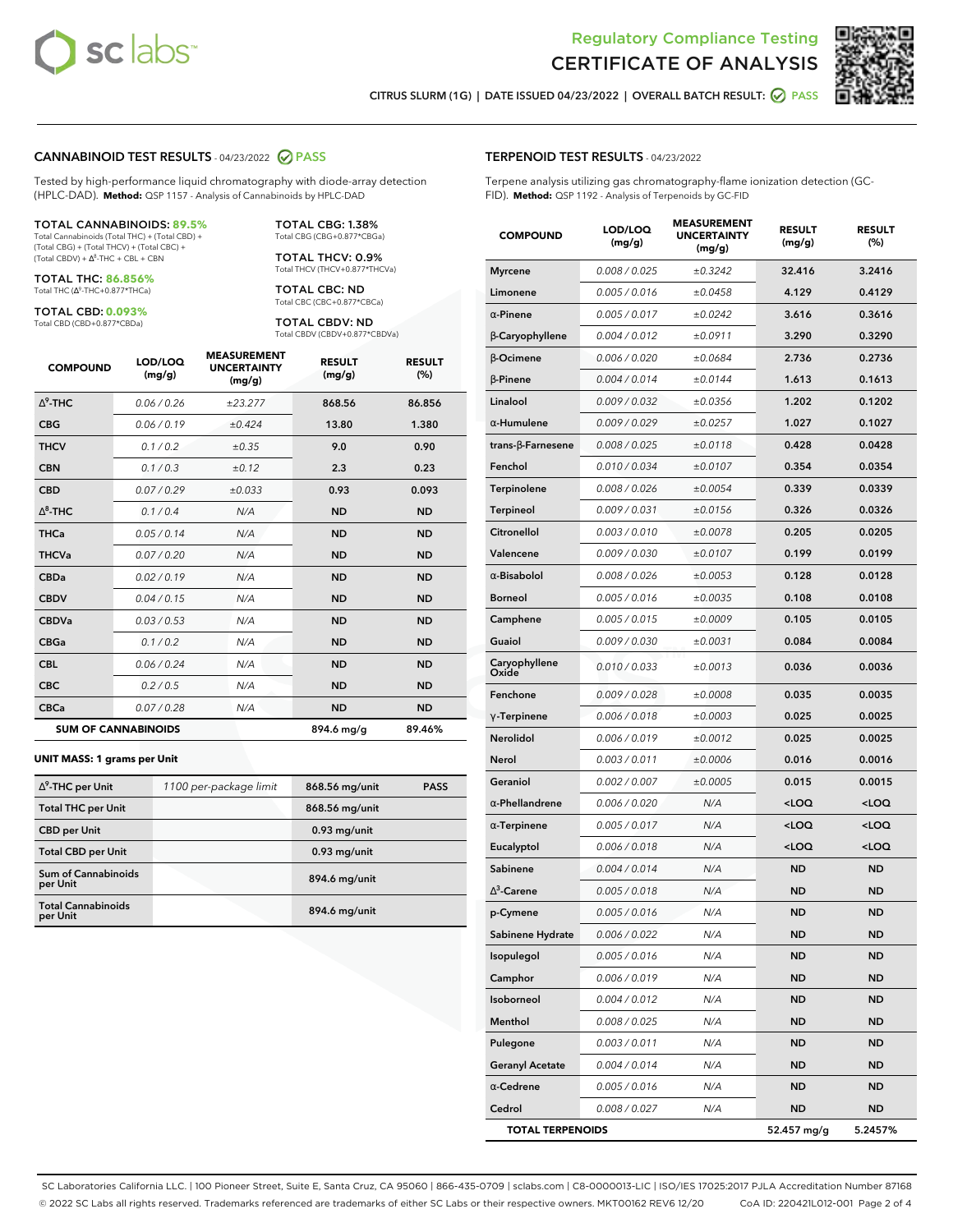# Regulatory Compliance Testing
# CERTIFICATE OF ANALYSIS

CITRUS SLURM (1G) | DATE ISSUED 04/23/2022 | OVERALL BATCH RESULT: PASS

## CANNABINOID TEST RESULTS - 04/23/2022 PASS

Tested by high-performance liquid chromatography with diode-array detection (HPLC-DAD). **Method:** QSP 1157 - Analysis of Cannabinoids by HPLC-DAD

**TOTAL CANNABINOIDS: 89.5%**
Total Cannabinoids (Total THC) + (Total CBD) + (Total CBG) + (Total THCV) + (Total CBC) + (Total CBDV) + $\Delta^8$-THC + CBL + CBN

**TOTAL THC: 86.856%**
Total THC ($\Delta^9$-THC+0.877*THCa)

**TOTAL CBD: 0.093%**
Total CBD (CBD+0.877*CBDa)

**TOTAL CBG: 1.38%**
Total CBG (CBG+0.877*CBGa)

**TOTAL THCV: 0.9%**
Total THCV (THCV+0.877*THCVa)

**TOTAL CBC: ND**
Total CBC (CBC+0.877*CBCa)

**TOTAL CBDV: ND**
Total CBDV (CBDV+0.877*CBDVa)

| COMPOUND | LOD/LOQ (mg/g) | MEASUREMENT UNCERTAINTY (mg/g) | RESULT (mg/g) | RESULT (%) |
|---|---|---|---|---|
| $\Delta^9$-THC | 0.06 / 0.26 | ±23.277 | 868.56 | 86.856 |
| CBG | 0.06 / 0.19 | ±0.424 | 13.80 | 1.380 |
| THCV | 0.1 / 0.2 | ±0.35 | 9.0 | 0.90 |
| CBN | 0.1 / 0.3 | ±0.12 | 2.3 | 0.23 |
| CBD | 0.07 / 0.29 | ±0.033 | 0.93 | 0.093 |
| $\Delta^8$-THC | 0.1 / 0.4 | N/A | ND | ND |
| THCa | 0.05 / 0.14 | N/A | ND | ND |
| THCVa | 0.07 / 0.20 | N/A | ND | ND |
| CBDa | 0.02 / 0.19 | N/A | ND | ND |
| CBDV | 0.04 / 0.15 | N/A | ND | ND |
| CBDVa | 0.03 / 0.53 | N/A | ND | ND |
| CBGa | 0.1 / 0.2 | N/A | ND | ND |
| CBL | 0.06 / 0.24 | N/A | ND | ND |
| CBC | 0.2 / 0.5 | N/A | ND | ND |
| CBCa | 0.07 / 0.28 | N/A | ND | ND |
| **SUM OF CANNABINOIDS** | | | 894.6 mg/g | 89.46% |

### UNIT MASS: 1 grams per Unit

| | | | |
|---|---|---|---|
| $\Delta^9$-THC per Unit | 1100 per-package limit | 868.56 mg/unit | PASS |
| Total THC per Unit | | 868.56 mg/unit | |
| CBD per Unit | | 0.93 mg/unit | |
| Total CBD per Unit | | 0.93 mg/unit | |
| Sum of Cannabinoids per Unit | | 894.6 mg/unit | |
| Total Cannabinoids per Unit | | 894.6 mg/unit | |

## TERPENOID TEST RESULTS - 04/23/2022

Terpene analysis utilizing gas chromatography-flame ionization detection (GC-FID). **Method:** QSP 1192 - Analysis of Terpenoids by GC-FID

| COMPOUND | LOD/LOQ (mg/g) | MEASUREMENT UNCERTAINTY (mg/g) | RESULT (mg/g) | RESULT (%) |
|---|---|---|---|---|
| Myrcene | 0.008 / 0.025 | ±0.3242 | 32.416 | 3.2416 |
| Limonene | 0.005 / 0.016 | ±0.0458 | 4.129 | 0.4129 |
| α-Pinene | 0.005 / 0.017 | ±0.0242 | 3.616 | 0.3616 |
| β-Caryophyllene | 0.004 / 0.012 | ±0.0911 | 3.290 | 0.3290 |
| β-Ocimene | 0.006 / 0.020 | ±0.0684 | 2.736 | 0.2736 |
| β-Pinene | 0.004 / 0.014 | ±0.0144 | 1.613 | 0.1613 |
| Linalool | 0.009 / 0.032 | ±0.0356 | 1.202 | 0.1202 |
| α-Humulene | 0.009 / 0.029 | ±0.0257 | 1.027 | 0.1027 |
| trans-β-Farnesene | 0.008 / 0.025 | ±0.0118 | 0.428 | 0.0428 |
| Fenchol | 0.010 / 0.034 | ±0.0107 | 0.354 | 0.0354 |
| Terpinolene | 0.008 / 0.026 | ±0.0054 | 0.339 | 0.0339 |
| Terpineol | 0.009 / 0.031 | ±0.0156 | 0.326 | 0.0326 |
| Citronellol | 0.003 / 0.010 | ±0.0078 | 0.205 | 0.0205 |
| Valencene | 0.009 / 0.030 | ±0.0107 | 0.199 | 0.0199 |
| α-Bisabolol | 0.008 / 0.026 | ±0.0053 | 0.128 | 0.0128 |
| Borneol | 0.005 / 0.016 | ±0.0035 | 0.108 | 0.0108 |
| Camphene | 0.005 / 0.015 | ±0.0009 | 0.105 | 0.0105 |
| Guaiol | 0.009 / 0.030 | ±0.0031 | 0.084 | 0.0084 |
| Caryophyllene Oxide | 0.010 / 0.033 | ±0.0013 | 0.036 | 0.0036 |
| Fenchone | 0.009 / 0.028 | ±0.0008 | 0.035 | 0.0035 |
| γ-Terpinene | 0.006 / 0.018 | ±0.0003 | 0.025 | 0.0025 |
| Nerolidol | 0.006 / 0.019 | ±0.0012 | 0.025 | 0.0025 |
| Nerol | 0.003 / 0.011 | ±0.0006 | 0.016 | 0.0016 |
| Geraniol | 0.002 / 0.007 | ±0.0005 | 0.015 | 0.0015 |
| α-Phellandrene | 0.006 / 0.020 | N/A | <LOQ | <LOQ |
| α-Terpinene | 0.005 / 0.017 | N/A | <LOQ | <LOQ |
| Eucalyptol | 0.006 / 0.018 | N/A | <LOQ | <LOQ |
| Sabinene | 0.004 / 0.014 | N/A | ND | ND |
| $\Delta^3$-Carene | 0.005 / 0.018 | N/A | ND | ND |
| p-Cymene | 0.005 / 0.016 | N/A | ND | ND |
| Sabinene Hydrate | 0.006 / 0.022 | N/A | ND | ND |
| Isopulegol | 0.005 / 0.016 | N/A | ND | ND |
| Camphor | 0.006 / 0.019 | N/A | ND | ND |
| Isoborneol | 0.004 / 0.012 | N/A | ND | ND |
| Menthol | 0.008 / 0.025 | N/A | ND | ND |
| Pulegone | 0.003 / 0.011 | N/A | ND | ND |
| Geranyl Acetate | 0.004 / 0.014 | N/A | ND | ND |
| α-Cedrene | 0.005 / 0.016 | N/A | ND | ND |
| Cedrol | 0.008 / 0.027 | N/A | ND | ND |
| **TOTAL TERPENOIDS** | | | 52.457 mg/g | 5.2457% |

SC Laboratories California LLC. | 100 Pioneer Street, Suite E, Santa Cruz, CA 95060 | 866-435-0709 | sclabs.com | C8-0000013-LIC | ISO/IES 17025:2017 PJLA Accreditation Number 87168
© 2022 SC Labs all rights reserved. Trademarks referenced are trademarks of either SC Labs or their respective owners. MKT00162 REV6 12/20 CoA ID: 220421L012-001